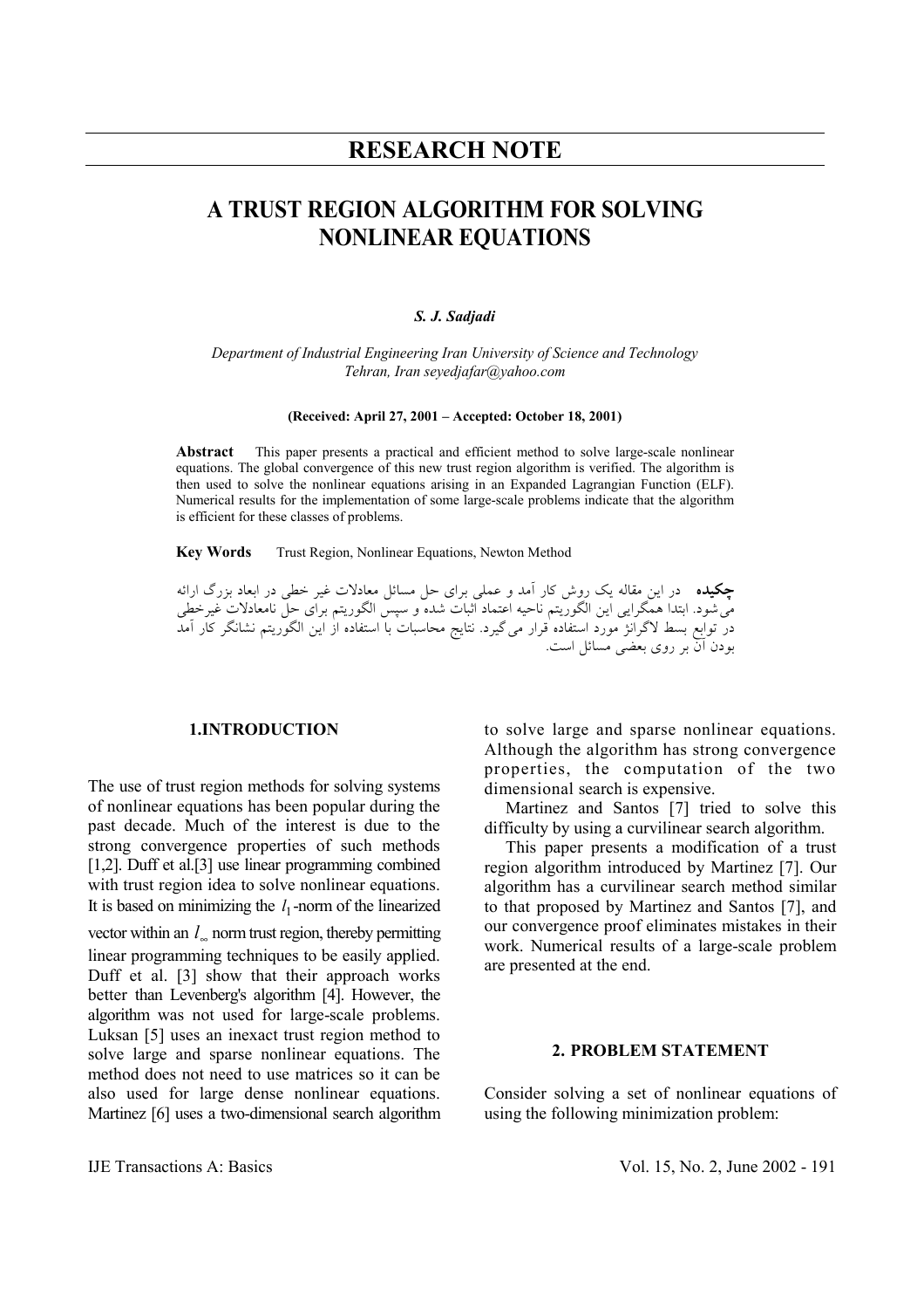# RESEARCH NOTE

# A TRUST REGION ALGORITHM FOR SOLVING NONLINEAR EQUATIONS

***S. J. Sadjadi***

*Department of Industrial Engineering Iran University of Science and Technology Tehran, Iran seyedjafar@yahoo.com*

**(Received: April 27, 2001 – Accepted: October 18, 2001)**

**Abstract** This paper presents a practical and efficient method to solve large-scale nonlinear equations. The global convergence of this new trust region algorithm is verified. The algorithm is then used to solve the nonlinear equations arising in an Expanded Lagrangian Function (ELF). Numerical results for the implementation of some large-scale problems indicate that the algorithm is efficient for these classes of problems.

**Key Words** Trust Region, Nonlinear Equations, Newton Method

**چکیده** در این مقاله یک روش کار آمد و عملی برای حل مسائل معادلات غیر خطی در ابعاد بزرگ ارائه می‌شود. ابتدا همگرایی این الگوریتم ناحیه اعتماد اثبات شده و سپس الگوریتم برای حل نامعادلات غیرخطی در توابع بسط لاگرانژ مورد استفاده قرار می‌گیرد. نتایج محاسبات با استفاده از این الگوریتم نشانگر کار آمد بودن آن بر روی بعضی مسائل است.

## 1.INTRODUCTION

The use of trust region methods for solving systems of nonlinear equations has been popular during the past decade. Much of the interest is due to the strong convergence properties of such methods [1,2]. Duff et al.[3] use linear programming combined with trust region idea to solve nonlinear equations. It is based on minimizing the $l_1$-norm of the linearized vector within an $l_\infty$ norm trust region, thereby permitting linear programming techniques to be easily applied. Duff et al. [3] show that their approach works better than Levenberg's algorithm [4]. However, the algorithm was not used for large-scale problems. Luksan [5] uses an inexact trust region method to solve large and sparse nonlinear equations. The method does not need to use matrices so it can be also used for large dense nonlinear equations. Martinez [6] uses a two-dimensional search algorithm to solve large and sparse nonlinear equations. Although the algorithm has strong convergence properties, the computation of the two dimensional search is expensive.

Martinez and Santos [7] tried to solve this difficulty by using a curvilinear search algorithm.

This paper presents a modification of a trust region algorithm introduced by Martinez [7]. Our algorithm has a curvilinear search method similar to that proposed by Martinez and Santos [7], and our convergence proof eliminates mistakes in their work. Numerical results of a large-scale problem are presented at the end.

## 2. PROBLEM STATEMENT

Consider solving a set of nonlinear equations of using the following minimization problem: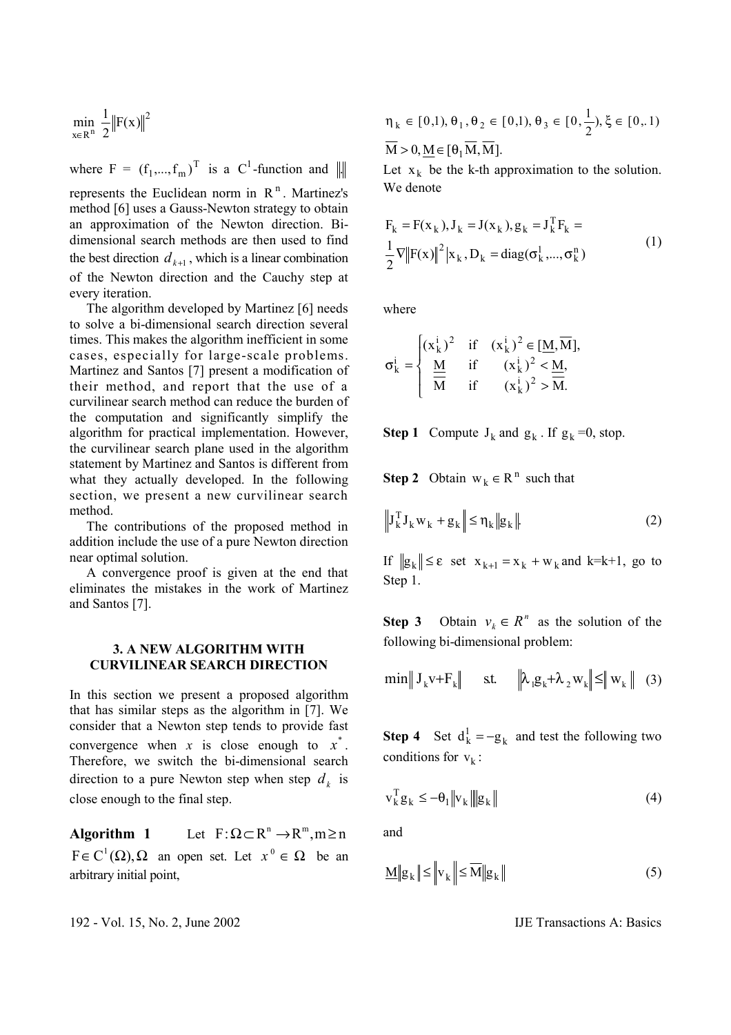$$\min_{x \in R^n} \frac{1}{2}\|F(x)\|^2$$

where $F = (f_1,...,f_m)^T$ is a $C^1$-function and $\|\cdot\|$ represents the Euclidean norm in $R^n$. Martinez's method [6] uses a Gauss-Newton strategy to obtain an approximation of the Newton direction. Bi-dimensional search methods are then used to find the best direction $d_{k+1}$, which is a linear combination of the Newton direction and the Cauchy step at every iteration.

The algorithm developed by Martinez [6] needs to solve a bi-dimensional search direction several times. This makes the algorithm inefficient in some cases, especially for large-scale problems. Martinez and Santos [7] present a modification of their method, and report that the use of a curvilinear search method can reduce the burden of the computation and significantly simplify the algorithm for practical implementation. However, the curvilinear search plane used in the algorithm statement by Martinez and Santos is different from what they actually developed. In the following section, we present a new curvilinear search method.

The contributions of the proposed method in addition include the use of a pure Newton direction near optimal solution.

A convergence proof is given at the end that eliminates the mistakes in the work of Martinez and Santos [7].

## 3. A NEW ALGORITHM WITH CURVILINEAR SEARCH DIRECTION

In this section we present a proposed algorithm that has similar steps as the algorithm in [7]. We consider that a Newton step tends to provide fast convergence when $x$ is close enough to $x^*$. Therefore, we switch the bi-dimensional search direction to a pure Newton step when step $d_k$ is close enough to the final step.

**Algorithm 1** Let $F:\Omega \subset R^n \rightarrow R^m, m \geq n$ $F \in C^1(\Omega), \Omega$ an open set. Let $x^0 \in \Omega$ be an arbitrary initial point,

$\eta_k \in [0,1), \theta_1, \theta_2 \in [0,1), \theta_3 \in [0, \frac{1}{2}), \xi \in [0,.1)$

$\overline{M} > 0, \underline{M} \in [\theta_1 \overline{M}, \overline{M}]$.

Let $x_k$ be the k-th approximation to the solution. We denote

$$F_k = F(x_k), J_k = J(x_k), g_k = J_k^T F_k = \frac{1}{2}\nabla\|F(x)\|^2\Big|x_k, D_k = \text{diag}(\sigma_k^1,...,\sigma_k^n) \quad (1)$$

where

$$\sigma_k^i = \begin{cases} (x_k^i)^2 & \text{if} \quad (x_k^i)^2 \in [\underline{M}, \overline{M}], \\ \underline{M} & \text{if} \quad (x_k^i)^2 < \underline{M}, \\ \overline{M} & \text{if} \quad (x_k^i)^2 > \overline{M}. \end{cases}$$

**Step 1** Compute $J_k$ and $g_k$. If $g_k$ =0, stop.

**Step 2** Obtain $w_k \in R^n$ such that

$$\left\|J_k^T J_k w_k + g_k\right\| \leq \eta_k \|g_k\|. \quad (2)$$

If $\|g_k\| \leq \varepsilon$ set $x_{k+1} = x_k + w_k$ and k=k+1, go to Step 1.

**Step 3** Obtain $v_k \in R^n$ as the solution of the following bi-dimensional problem:

$$\min\left\| J_k v + F_k\right\| \quad \text{s.t.} \quad \left\|\lambda_1 g_k + \lambda_2 w_k\right\| \leq \left\| w_k \right\| \quad (3)$$

**Step 4** Set $d_k^1 = -g_k$ and test the following two conditions for $v_k$:

$$v_k^T g_k \leq -\theta_1 \|v_k\| \|g_k\| \quad (4)$$

and

$$\underline{M}\|g_k\| \leq \|v_k\| \leq \overline{M}\|g_k\| \quad (5)$$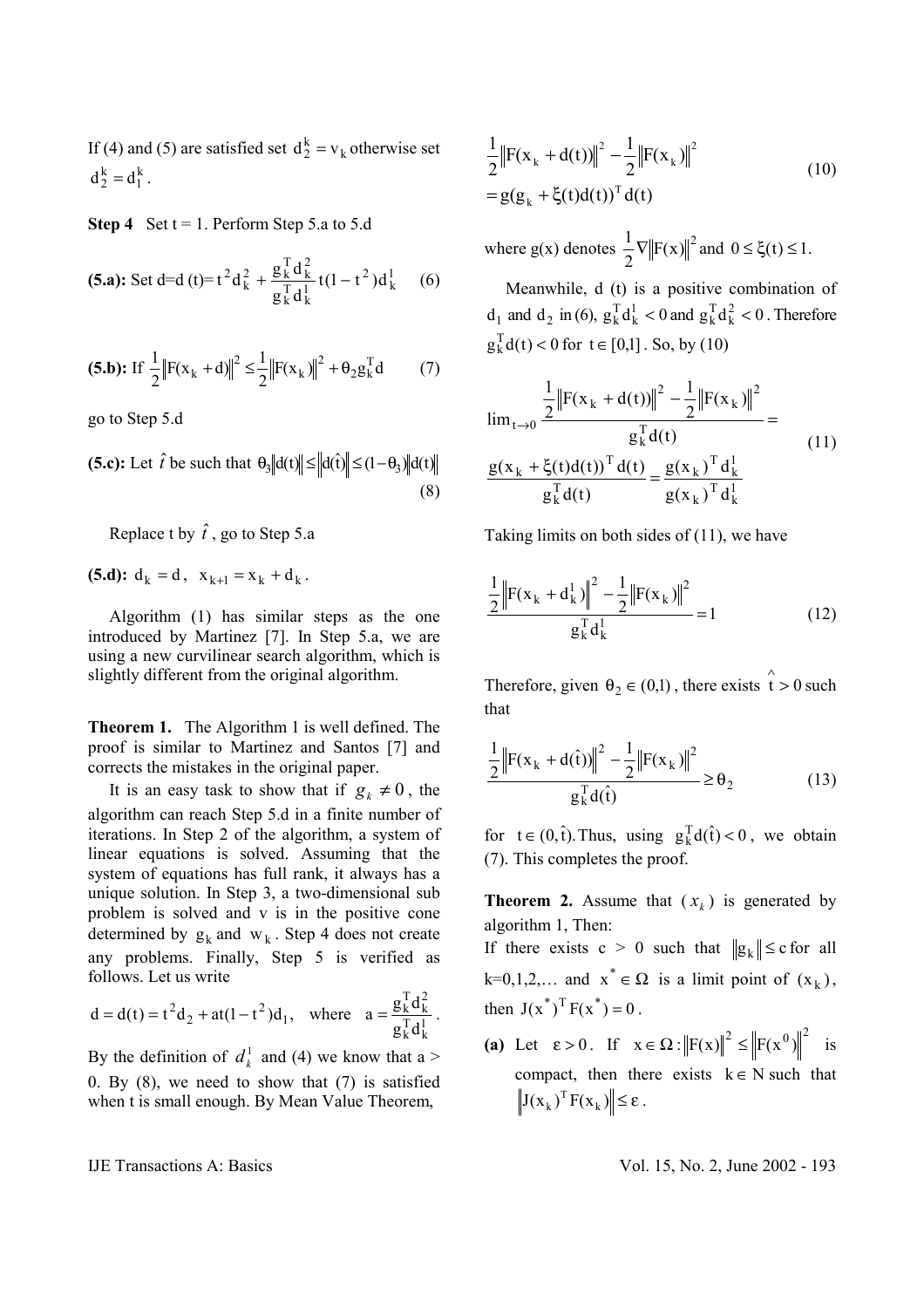If (4) and (5) are satisfied set $d_2^k = v_k$ otherwise set $d_2^k = d_1^k$.

**Step 4** Set t = 1. Perform Step 5.a to 5.d

**(5.a):** Set d=d (t)= $t^2 d_k^2 + \frac{g_k^T d_k^2}{g_k^T d_k^1} t(1-t^2) d_k^1$ (6)

**(5.b):** If $\frac{1}{2}\|F(x_k + d)\|^2 \le \frac{1}{2}\|F(x_k)\|^2 + \theta_2 g_k^T d$ (7)

go to Step 5.d

**(5.c):** Let $\hat{t}$ be such that $\theta_3\|d(t)\| \le \|d(\hat{t})\| \le (1-\theta_3)\|d(t)\|$ (8)

Replace t by $\hat{t}$, go to Step 5.a

**(5.d):** $d_k = d$, $x_{k+1} = x_k + d_k$.

Algorithm (1) has similar steps as the one introduced by Martinez [7]. In Step 5.a, we are using a new curvilinear search algorithm, which is slightly different from the original algorithm.

**Theorem 1.** The Algorithm 1 is well defined. The proof is similar to Martinez and Santos [7] and corrects the mistakes in the original paper.

It is an easy task to show that if $g_k \neq 0$, the algorithm can reach Step 5.d in a finite number of iterations. In Step 2 of the algorithm, a system of linear equations is solved. Assuming that the system of equations has full rank, it always has a unique solution. In Step 3, a two-dimensional sub problem is solved and v is in the positive cone determined by $g_k$ and $w_k$. Step 4 does not create any problems. Finally, Step 5 is verified as follows. Let us write

$d = d(t) = t^2 d_2 + at(1-t^2)d_1$, where $a = \frac{g_k^T d_k^2}{g_k^T d_k^1}$.

By the definition of $d_k^1$ and (4) we know that a > 0. By (8), we need to show that (7) is satisfied when t is small enough. By Mean Value Theorem,

$$\frac{1}{2}\|F(x_k + d(t))\|^2 - \frac{1}{2}\|F(x_k)\|^2 = g(g_k + \xi(t)d(t))^T d(t) \tag{10}$$

where g(x) denotes $\frac{1}{2}\nabla\|F(x)\|^2$ and $0 \le \xi(t) \le 1$.

Meanwhile, d (t) is a positive combination of $d_1$ and $d_2$ in (6), $g_k^T d_k^1 < 0$ and $g_k^T d_k^2 < 0$. Therefore $g_k^T d(t) < 0$ for $t \in [0,1]$. So, by (10)

$$\lim_{t\to 0} \frac{\frac{1}{2}\|F(x_k + d(t))\|^2 - \frac{1}{2}\|F(x_k)\|^2}{g_k^T d(t)} = \frac{g(x_k + \xi(t)d(t))^T d(t)}{g_k^T d(t)} = \frac{g(x_k)^T d_k^1}{g(x_k)^T d_k^1} \tag{11}$$

Taking limits on both sides of (11), we have

$$\frac{\frac{1}{2}\|F(x_k + d_k^1)\|^2 - \frac{1}{2}\|F(x_k)\|^2}{g_k^T d_k^1} = 1 \tag{12}$$

Therefore, given $\theta_2 \in (0,1)$, there exists $\hat{t} > 0$ such that

$$\frac{\frac{1}{2}\|F(x_k + d(\hat{t}))\|^2 - \frac{1}{2}\|F(x_k)\|^2}{g_k^T d(\hat{t})} \ge \theta_2 \tag{13}$$

for $t \in (0, \hat{t})$. Thus, using $g_k^T d(\hat{t}) < 0$, we obtain (7). This completes the proof.

**Theorem 2.** Assume that $(x_k)$ is generated by algorithm 1, Then:

If there exists c > 0 such that $\|g_k\| \le c$ for all k=0,1,2,… and $x^* \in \Omega$ is a limit point of $(x_k)$, then $J(x^*)^T F(x^*) = 0$.

**(a)** Let $\varepsilon > 0$. If $x \in \Omega : \|F(x)\|^2 \le \|F(x^0)\|^2$ is compact, then there exists $k \in N$ such that $\|J(x_k)^T F(x_k)\| \le \varepsilon$.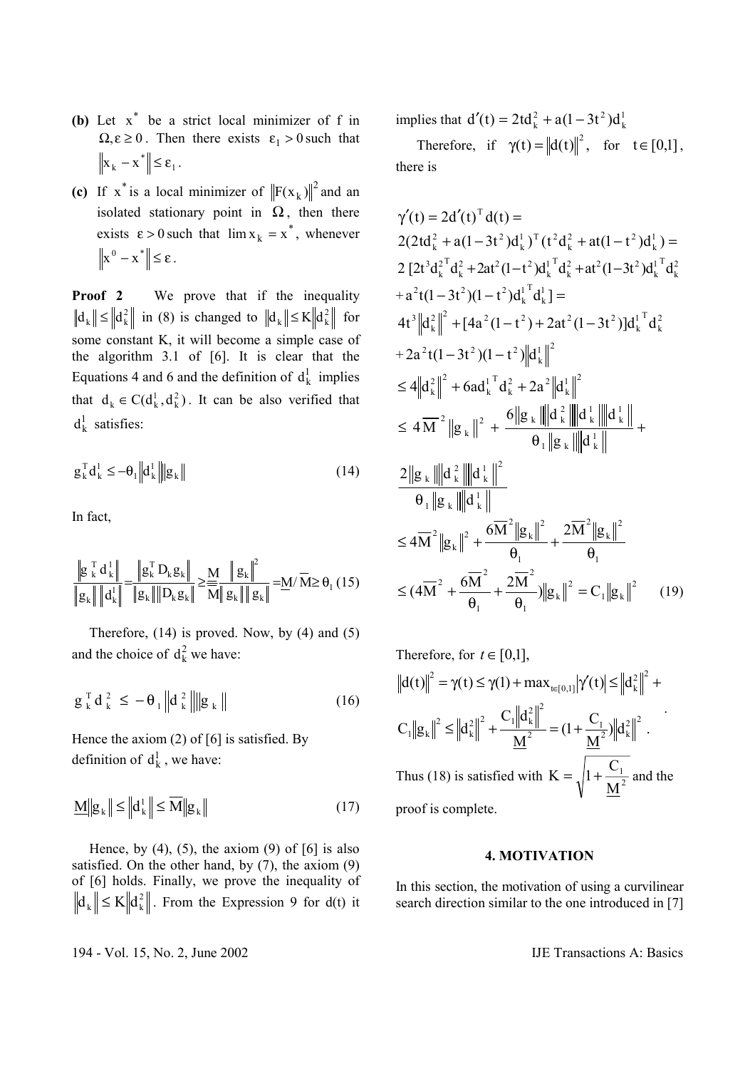- **(b)** Let $x^*$ be a strict local minimizer of f in $\Omega, \varepsilon \geq 0$. Then there exists $\varepsilon_1 > 0$ such that $\|x_k - x^*\| \leq \varepsilon_1$.
- **(c)** If $x^*$ is a local minimizer of $\|F(x_k)\|^2$ and an isolated stationary point in $\Omega$, then there exists $\varepsilon > 0$ such that $\lim x_k = x^*$, whenever $\|x^0 - x^*\| \leq \varepsilon$.

**Proof 2** We prove that if the inequality $\|d_k\| \leq \|d_k^2\|$ in (8) is changed to $\|d_k\| \leq K\|d_k^2\|$ for some constant K, it will become a simple case of the algorithm 3.1 of [6]. It is clear that the Equations 4 and 6 and the definition of $d_k^1$ implies that $d_k \in C(d_k^1, d_k^2)$. It can be also verified that $d_k^1$ satisfies:

$$g_k^T d_k^1 \leq -\theta_1 \|d_k^1\| \|g_k\| \tag{14}$$

In fact,

$$\frac{\|g_k^T d_k^1\|}{\|g_k\| \|d_k^1\|} = \frac{\|g_k^T D_k g_k\|}{\|g_k\| \|D_k g_k\|} \geq \frac{\underline{M}}{\overline{M}} \frac{\|g_k\|^2}{\|g_k\| \|g_k\|} = \underline{M}/\overline{M} \geq \theta_1 \tag{15}$$

Therefore, (14) is proved. Now, by (4) and (5) and the choice of $d_k^2$ we have:

$$g_k^T d_k^2 \leq -\theta_1 \|d_k^2\| \|g_k\| \tag{16}$$

Hence the axiom (2) of [6] is satisfied. By definition of $d_k^1$, we have:

$$\underline{M}\|g_k\| \leq \|d_k^1\| \leq \overline{M}\|g_k\| \tag{17}$$

Hence, by (4), (5), the axiom (9) of [6] is also satisfied. On the other hand, by (7), the axiom (9) of [6] holds. Finally, we prove the inequality of $\|d_k\| \leq K\|d_k^2\|$. From the Expression 9 for d(t) it implies that $d'(t) = 2td_k^2 + a(1-3t^2)d_k^1$

Therefore, if $\gamma(t) = \|d(t)\|^2$, for $t \in [0,1]$, there is

$$\begin{aligned}
&\gamma'(t) = 2d'(t)^T d(t) = \\
&2(2td_k^2 + a(1-3t^2)d_k^1)^T (t^2 d_k^2 + at(1-t^2)d_k^1) = \\
&2\,[2t^3 d_k^{2\,T} d_k^2 + 2at^2(1-t^2) d_k^{1\,T} d_k^2 + at^2(1-3t^2) d_k^{1\,T} d_k^2 \\
&+ a^2 t(1-3t^2)(1-t^2) d_k^{1\,T} d_k^1] = \\
&4t^3\|d_k^2\|^2 + [4a^2(1-t^2) + 2at^2(1-3t^2)] d_k^{1\,T} d_k^2 \\
&+ 2a^2 t(1-3t^2)(1-t^2)\|d_k^1\|^2 \\
&\leq 4\|d_k^2\|^2 + 6a d_k^{1\,T} d_k^2 + 2a^2\|d_k^1\|^2 \\
&\leq 4\overline{M}^2\|g_k\|^2 + \frac{6\|g_k\|\|d_k^2\|\|d_k^1\|\|d_k^1\|}{\theta_1\|g_k\|\|d_k^1\|} + \\
&\frac{2\|g_k\|\|d_k^2\|\|d_k^1\|^2}{\theta_1\|g_k\|\|d_k^1\|} \\
&\leq 4\overline{M}^2\|g_k\|^2 + \frac{6\overline{M}^2\|g_k\|^2}{\theta_1} + \frac{2\overline{M}^2\|g_k\|^2}{\theta_1} \\
&\leq (4\overline{M}^2 + \frac{6\overline{M}^2}{\theta_1} + \frac{2\overline{M}^2}{\theta_1})\|g_k\|^2 = C_1\|g_k\|^2
\end{aligned} \tag{19}$$

Therefore, for $t \in [0,1]$,

$$\|d(t)\|^2 = \gamma(t) \leq \gamma(1) + \max_{t\in[0,1]}|\gamma'(t)| \leq \|d_k^2\|^2 + C_1\|g_k\|^2 \leq \|d_k^2\|^2 + \frac{C_1\|d_k^2\|^2}{\underline{M}^2} = (1 + \frac{C_1}{\underline{M}^2})\|d_k^2\|^2.$$

Thus (18) is satisfied with $K = \sqrt{1 + \frac{C_1}{\underline{M}^2}}$ and the proof is complete.

## 4. MOTIVATION

In this section, the motivation of using a curvilinear search direction similar to the one introduced in [7]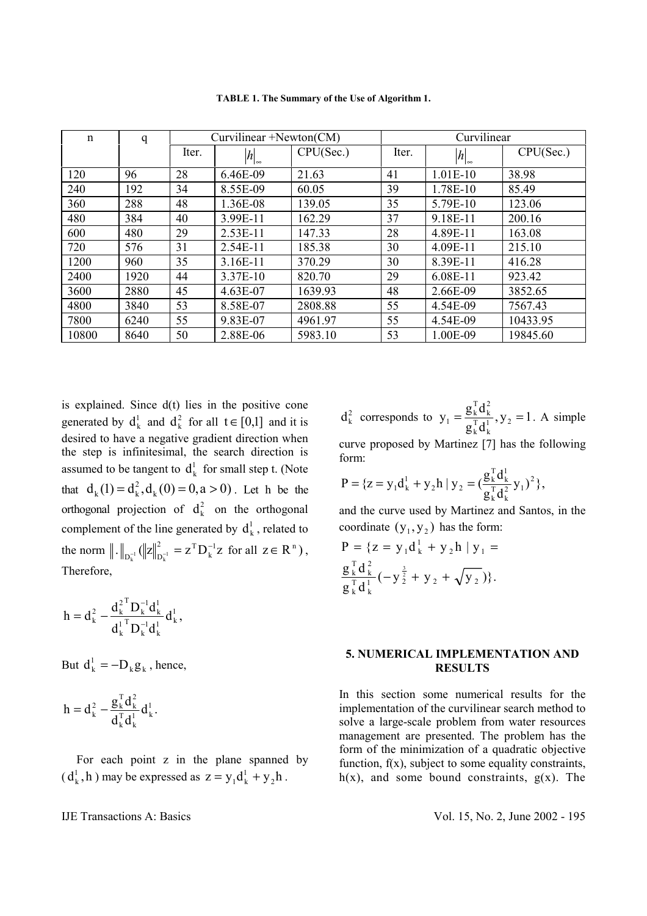**TABLE 1. The Summary of the Use of Algorithm 1.**

| n | q | Curvilinear +Newton(CM) | | | Curvilinear | | |
|---|---|---|---|---|---|---|---|
| | | Iter. | $\|h\|_\infty$ | CPU(Sec.) | Iter. | $\|h\|_\infty$ | CPU(Sec.) |
| 120 | 96 | 28 | 6.46E-09 | 21.63 | 41 | 1.01E-10 | 38.98 |
| 240 | 192 | 34 | 8.55E-09 | 60.05 | 39 | 1.78E-10 | 85.49 |
| 360 | 288 | 48 | 1.36E-08 | 139.05 | 35 | 5.79E-10 | 123.06 |
| 480 | 384 | 40 | 3.99E-11 | 162.29 | 37 | 9.18E-11 | 200.16 |
| 600 | 480 | 29 | 2.53E-11 | 147.33 | 28 | 4.89E-11 | 163.08 |
| 720 | 576 | 31 | 2.54E-11 | 185.38 | 30 | 4.09E-11 | 215.10 |
| 1200 | 960 | 35 | 3.16E-11 | 370.29 | 30 | 8.39E-11 | 416.28 |
| 2400 | 1920 | 44 | 3.37E-10 | 820.70 | 29 | 6.08E-11 | 923.42 |
| 3600 | 2880 | 45 | 4.63E-07 | 1639.93 | 48 | 2.66E-09 | 3852.65 |
| 4800 | 3840 | 53 | 8.58E-07 | 2808.88 | 55 | 4.54E-09 | 7567.43 |
| 7800 | 6240 | 55 | 9.83E-07 | 4961.97 | 55 | 4.54E-09 | 10433.95 |
| 10800 | 8640 | 50 | 2.88E-06 | 5983.10 | 53 | 1.00E-09 | 19845.60 |

is explained. Since d(t) lies in the positive cone generated by $d_k^1$ and $d_k^2$ for all $t \in [0,1]$ and it is desired to have a negative gradient direction when the step is infinitesimal, the search direction is assumed to be tangent to $d_k^1$ for small step t. (Note that $d_k(1) = d_k^2, d_k(0) = 0, a > 0$). Let h be the orthogonal projection of $d_k^2$ on the orthogonal complement of the line generated by $d_k^1$, related to the norm $\|.\|_{D_k^{-1}}$ ($\|z\|_{D_k^{-1}}^2 = z^T D_k^{-1} z$ for all $z \in R^n$), Therefore,

$$h = d_k^2 - \frac{d_k^{2\,T} D_k^{-1} d_k^1}{d_k^{1\,T} D_k^{-1} d_k^1} d_k^1,$$

But $d_k^1 = -D_k g_k$, hence,

$$h = d_k^2 - \frac{g_k^T d_k^2}{d_k^T d_k^1} d_k^1.$$

For each point z in the plane spanned by ($d_k^1, h$) may be expressed as $z = y_1 d_k^1 + y_2 h$. $d_k^2$ corresponds to $y_1 = \frac{g_k^T d_k^2}{g_k^T d_k^1}, y_2 = 1$. A simple curve proposed by Martinez [7] has the following form:

$$P = \{z = y_1 d_k^1 + y_2 h \mid y_2 = (\frac{g_k^T d_k^1}{g_k^T d_k^2} y_1)^2\},$$

and the curve used by Martinez and Santos, in the coordinate $(y_1, y_2)$ has the form:

$$P = \{z = y_1 d_k^1 + y_2 h \mid y_1 = \frac{g_k^T d_k^2}{g_k^T d_k^1}(-y_2^{\frac{3}{2}} + y_2 + \sqrt{y_2})\}.$$

## 5. NUMERICAL IMPLEMENTATION AND RESULTS

In this section some numerical results for the implementation of the curvilinear search method to solve a large-scale problem from water resources management are presented. The problem has the form of the minimization of a quadratic objective function, f(x), subject to some equality constraints, h(x), and some bound constraints, g(x). The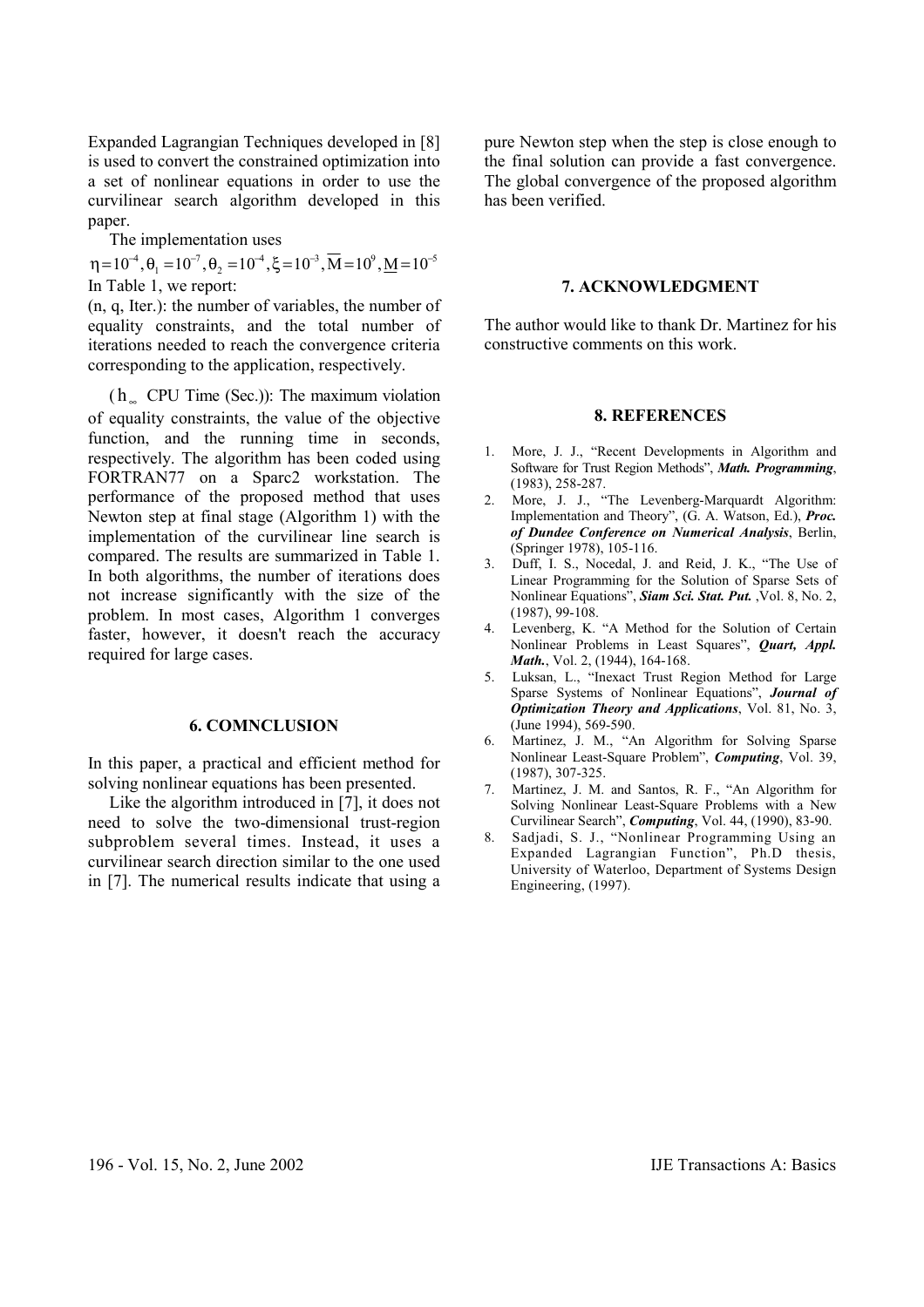Expanded Lagrangian Techniques developed in [8] is used to convert the constrained optimization into a set of nonlinear equations in order to use the curvilinear search algorithm developed in this paper.

The implementation uses

$\eta = 10^{-4}, \theta_1 = 10^{-7}, \theta_2 = 10^{-4}, \xi = 10^{-3}, \overline{M} = 10^{9}, \underline{M} = 10^{-5}$

In Table 1, we report:

(n, q, Iter.): the number of variables, the number of equality constraints, and the total number of iterations needed to reach the convergence criteria corresponding to the application, respectively.

($h_\infty$ CPU Time (Sec.)): The maximum violation of equality constraints, the value of the objective function, and the running time in seconds, respectively. The algorithm has been coded using FORTRAN77 on a Sparc2 workstation. The performance of the proposed method that uses Newton step at final stage (Algorithm 1) with the implementation of the curvilinear line search is compared. The results are summarized in Table 1. In both algorithms, the number of iterations does not increase significantly with the size of the problem. In most cases, Algorithm 1 converges faster, however, it doesn't reach the accuracy required for large cases.

## 6. COMNCLUSION

In this paper, a practical and efficient method for solving nonlinear equations has been presented.

Like the algorithm introduced in [7], it does not need to solve the two-dimensional trust-region subproblem several times. Instead, it uses a curvilinear search direction similar to the one used in [7]. The numerical results indicate that using a pure Newton step when the step is close enough to the final solution can provide a fast convergence. The global convergence of the proposed algorithm has been verified.

## 7. ACKNOWLEDGMENT

The author would like to thank Dr. Martinez for his constructive comments on this work.

## 8. REFERENCES

1. More, J. J., "Recent Developments in Algorithm and Software for Trust Region Methods", ***Math. Programming***, (1983), 258-287.
2. More, J. J., "The Levenberg-Marquardt Algorithm: Implementation and Theory", (G. A. Watson, Ed.), ***Proc. of Dundee Conference on Numerical Analysis***, Berlin, (Springer 1978), 105-116.
3. Duff, I. S., Nocedal, J. and Reid, J. K., "The Use of Linear Programming for the Solution of Sparse Sets of Nonlinear Equations", ***Siam Sci. Stat. Put.*** ,Vol. 8, No. 2, (1987), 99-108.
4. Levenberg, K. "A Method for the Solution of Certain Nonlinear Problems in Least Squares", ***Quart, Appl. Math.***, Vol. 2, (1944), 164-168.
5. Luksan, L., "Inexact Trust Region Method for Large Sparse Systems of Nonlinear Equations", ***Journal of Optimization Theory and Applications***, Vol. 81, No. 3, (June 1994), 569-590.
6. Martinez, J. M., "An Algorithm for Solving Sparse Nonlinear Least-Square Problem", ***Computing***, Vol. 39, (1987), 307-325.
7. Martinez, J. M. and Santos, R. F., "An Algorithm for Solving Nonlinear Least-Square Problems with a New Curvilinear Search", ***Computing***, Vol. 44, (1990), 83-90.
8. Sadjadi, S. J., "Nonlinear Programming Using an Expanded Lagrangian Function", Ph.D thesis, University of Waterloo, Department of Systems Design Engineering, (1997).